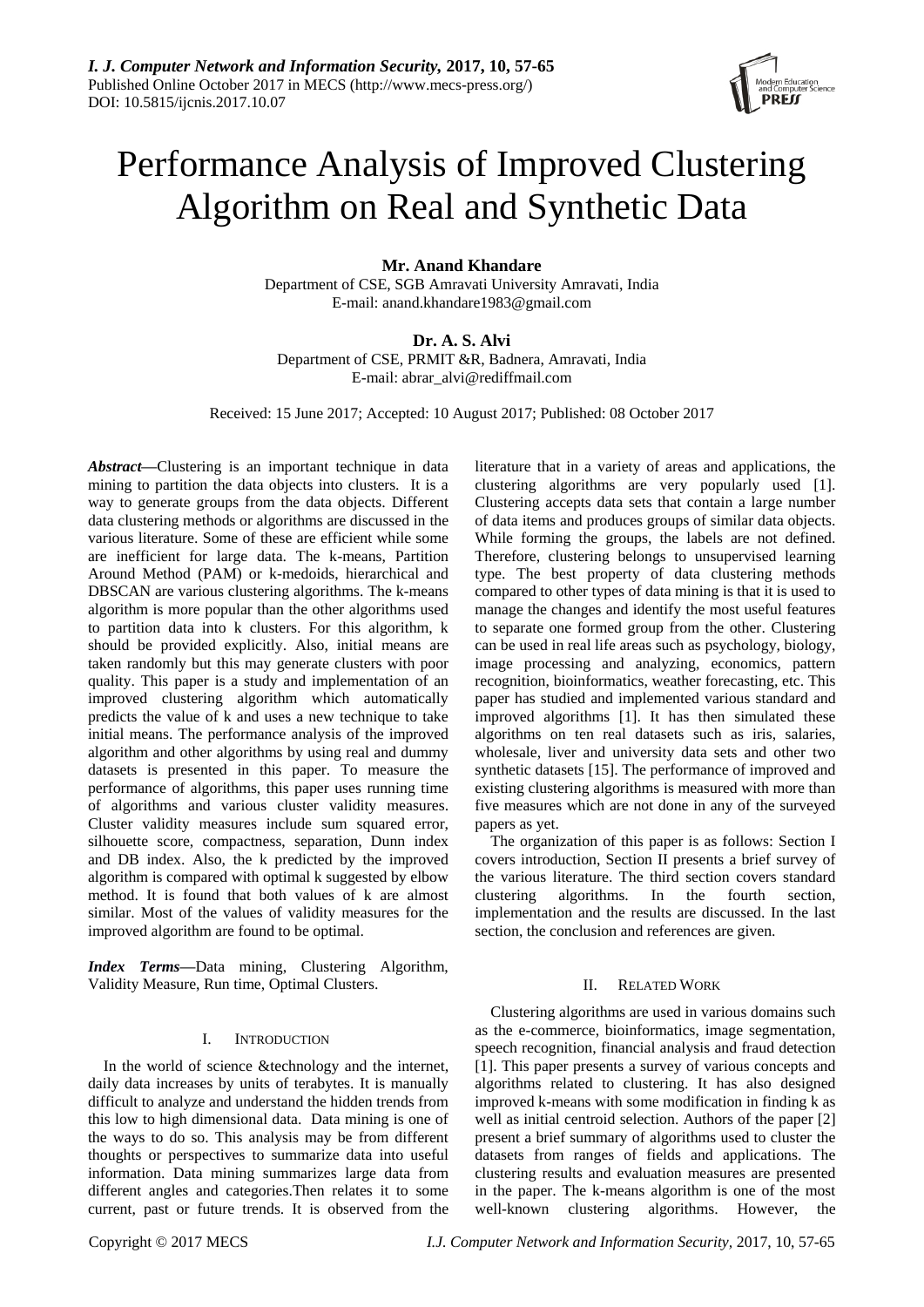# Performance Analysis of Improved Clustering Algorithm on Real and Synthetic Data

**Mr. Anand Khandare**
Department of CSE, SGB Amravati University Amravati, India
E-mail: anand.khandare1983@gmail.com

**Dr. A. S. Alvi**
Department of CSE, PRMIT &R, Badnera, Amravati, India
E-mail: abrar_alvi@rediffmail.com

Received: 15 June 2017; Accepted: 10 August 2017; Published: 08 October 2017

***Abstract*****—**Clustering is an important technique in data mining to partition the data objects into clusters. It is a way to generate groups from the data objects. Different data clustering methods or algorithms are discussed in the various literature. Some of these are efficient while some are inefficient for large data. The k-means, Partition Around Method (PAM) or k-medoids, hierarchical and DBSCAN are various clustering algorithms. The k-means algorithm is more popular than the other algorithms used to partition data into k clusters. For this algorithm, k should be provided explicitly. Also, initial means are taken randomly but this may generate clusters with poor quality. This paper is a study and implementation of an improved clustering algorithm which automatically predicts the value of k and uses a new technique to take initial means. The performance analysis of the improved algorithm and other algorithms by using real and dummy datasets is presented in this paper. To measure the performance of algorithms, this paper uses running time of algorithms and various cluster validity measures. Cluster validity measures include sum squared error, silhouette score, compactness, separation, Dunn index and DB index. Also, the k predicted by the improved algorithm is compared with optimal k suggested by elbow method. It is found that both values of k are almost similar. Most of the values of validity measures for the improved algorithm are found to be optimal.

***Index Terms*****—**Data mining, Clustering Algorithm, Validity Measure, Run time, Optimal Clusters.

## I. INTRODUCTION

In the world of science &technology and the internet, daily data increases by units of terabytes. It is manually difficult to analyze and understand the hidden trends from this low to high dimensional data. Data mining is one of the ways to do so. This analysis may be from different thoughts or perspectives to summarize data into useful information. Data mining summarizes large data from different angles and categories.Then relates it to some current, past or future trends. It is observed from the literature that in a variety of areas and applications, the clustering algorithms are very popularly used [1]. Clustering accepts data sets that contain a large number of data items and produces groups of similar data objects. While forming the groups, the labels are not defined. Therefore, clustering belongs to unsupervised learning type. The best property of data clustering methods compared to other types of data mining is that it is used to manage the changes and identify the most useful features to separate one formed group from the other. Clustering can be used in real life areas such as psychology, biology, image processing and analyzing, economics, pattern recognition, bioinformatics, weather forecasting, etc. This paper has studied and implemented various standard and improved algorithms [1]. It has then simulated these algorithms on ten real datasets such as iris, salaries, wholesale, liver and university data sets and other two synthetic datasets [15]. The performance of improved and existing clustering algorithms is measured with more than five measures which are not done in any of the surveyed papers as yet.

The organization of this paper is as follows: Section I covers introduction, Section II presents a brief survey of the various literature. The third section covers standard clustering algorithms. In the fourth section, implementation and the results are discussed. In the last section, the conclusion and references are given.

## II. RELATED WORK

Clustering algorithms are used in various domains such as the e-commerce, bioinformatics, image segmentation, speech recognition, financial analysis and fraud detection [1]. This paper presents a survey of various concepts and algorithms related to clustering. It has also designed improved k-means with some modification in finding k as well as initial centroid selection. Authors of the paper [2] present a brief summary of algorithms used to cluster the datasets from ranges of fields and applications. The clustering results and evaluation measures are presented in the paper. The k-means algorithm is one of the most well-known clustering algorithms. However, the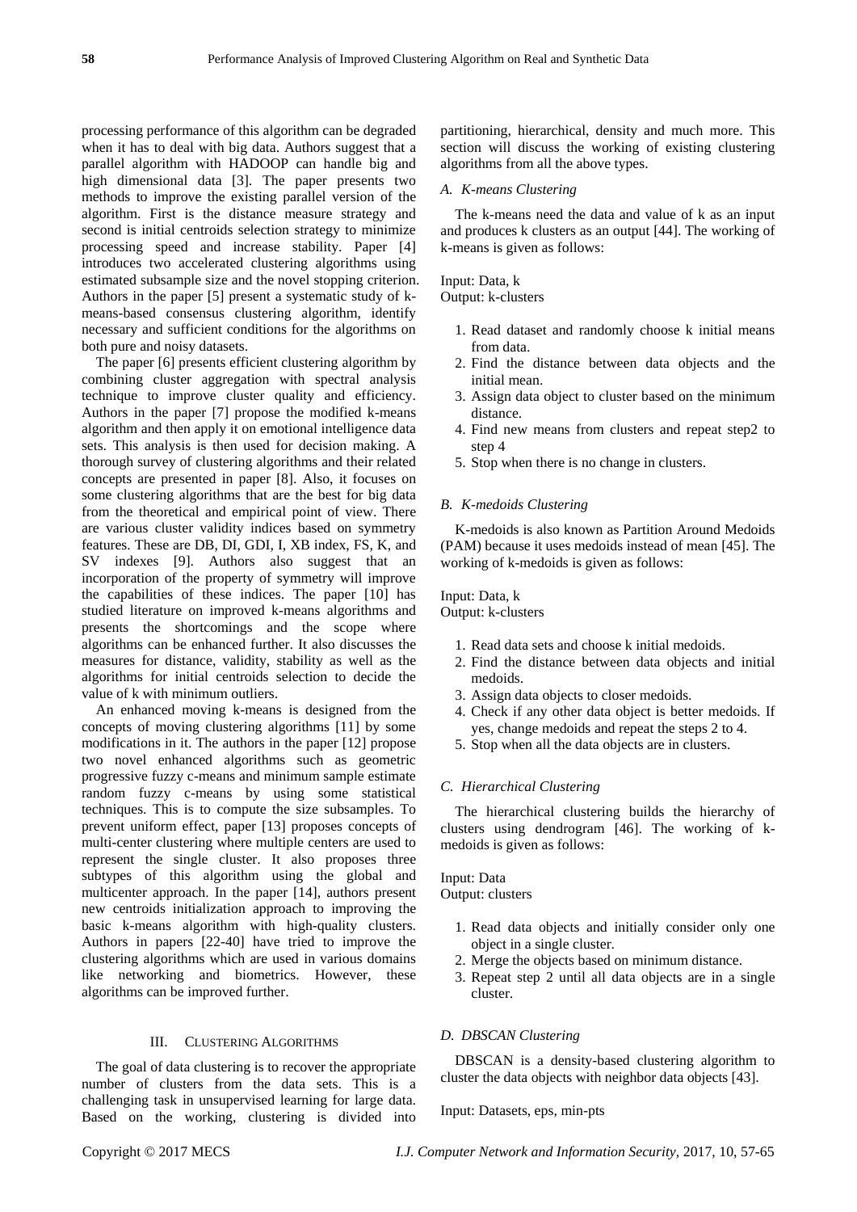processing performance of this algorithm can be degraded when it has to deal with big data. Authors suggest that a parallel algorithm with HADOOP can handle big and high dimensional data [3]. The paper presents two methods to improve the existing parallel version of the algorithm. First is the distance measure strategy and second is initial centroids selection strategy to minimize processing speed and increase stability. Paper [4] introduces two accelerated clustering algorithms using estimated subsample size and the novel stopping criterion. Authors in the paper [5] present a systematic study of k-means-based consensus clustering algorithm, identify necessary and sufficient conditions for the algorithms on both pure and noisy datasets.

The paper [6] presents efficient clustering algorithm by combining cluster aggregation with spectral analysis technique to improve cluster quality and efficiency. Authors in the paper [7] propose the modified k-means algorithm and then apply it on emotional intelligence data sets. This analysis is then used for decision making. A thorough survey of clustering algorithms and their related concepts are presented in paper [8]. Also, it focuses on some clustering algorithms that are the best for big data from the theoretical and empirical point of view. There are various cluster validity indices based on symmetry features. These are DB, DI, GDI, I, XB index, FS, K, and SV indexes [9]. Authors also suggest that an incorporation of the property of symmetry will improve the capabilities of these indices. The paper [10] has studied literature on improved k-means algorithms and presents the shortcomings and the scope where algorithms can be enhanced further. It also discusses the measures for distance, validity, stability as well as the algorithms for initial centroids selection to decide the value of k with minimum outliers.

An enhanced moving k-means is designed from the concepts of moving clustering algorithms [11] by some modifications in it. The authors in the paper [12] propose two novel enhanced algorithms such as geometric progressive fuzzy c-means and minimum sample estimate random fuzzy c-means by using some statistical techniques. This is to compute the size subsamples. To prevent uniform effect, paper [13] proposes concepts of multi-center clustering where multiple centers are used to represent the single cluster. It also proposes three subtypes of this algorithm using the global and multicenter approach. In the paper [14], authors present new centroids initialization approach to improving the basic k-means algorithm with high-quality clusters. Authors in papers [22-40] have tried to improve the clustering algorithms which are used in various domains like networking and biometrics. However, these algorithms can be improved further.

## III. Clustering Algorithms

The goal of data clustering is to recover the appropriate number of clusters from the data sets. This is a challenging task in unsupervised learning for large data. Based on the working, clustering is divided into partitioning, hierarchical, density and much more. This section will discuss the working of existing clustering algorithms from all the above types.

### *A. K-means Clustering*

The k-means need the data and value of k as an input and produces k clusters as an output [44]. The working of k-means is given as follows:

Input: Data, k
Output: k-clusters

1. Read dataset and randomly choose k initial means from data.
2. Find the distance between data objects and the initial mean.
3. Assign data object to cluster based on the minimum distance.
4. Find new means from clusters and repeat step2 to step 4
5. Stop when there is no change in clusters.

### *B. K-medoids Clustering*

K-medoids is also known as Partition Around Medoids (PAM) because it uses medoids instead of mean [45]. The working of k-medoids is given as follows:

Input: Data, k
Output: k-clusters

1. Read data sets and choose k initial medoids.
2. Find the distance between data objects and initial medoids.
3. Assign data objects to closer medoids.
4. Check if any other data object is better medoids. If yes, change medoids and repeat the steps 2 to 4.
5. Stop when all the data objects are in clusters.

### *C. Hierarchical Clustering*

The hierarchical clustering builds the hierarchy of clusters using dendrogram [46]. The working of k-medoids is given as follows:

Input: Data
Output: clusters

1. Read data objects and initially consider only one object in a single cluster.
2. Merge the objects based on minimum distance.
3. Repeat step 2 until all data objects are in a single cluster.

### *D. DBSCAN Clustering*

DBSCAN is a density-based clustering algorithm to cluster the data objects with neighbor data objects [43].

Input: Datasets, eps, min-pts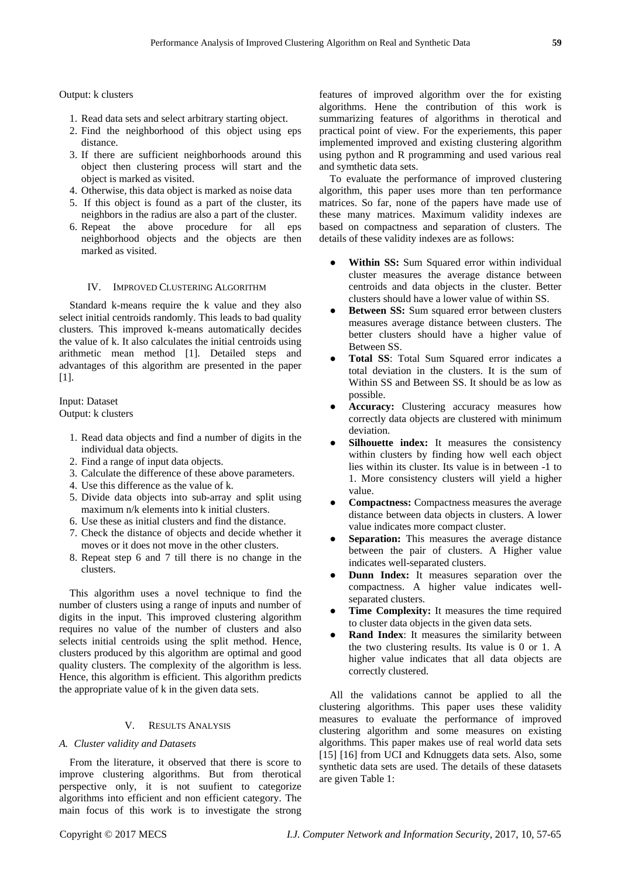Output: k clusters

1. Read data sets and select arbitrary starting object.
2. Find the neighborhood of this object using eps distance.
3. If there are sufficient neighborhoods around this object then clustering process will start and the object is marked as visited.
4. Otherwise, this data object is marked as noise data
5. If this object is found as a part of the cluster, its neighbors in the radius are also a part of the cluster.
6. Repeat the above procedure for all eps neighborhood objects and the objects are then marked as visited.

## IV. Improved Clustering Algorithm

Standard k-means require the k value and they also select initial centroids randomly. This leads to bad quality clusters. This improved k-means automatically decides the value of k. It also calculates the initial centroids using arithmetic mean method [1]. Detailed steps and advantages of this algorithm are presented in the paper [1].

Input: Dataset
Output: k clusters

1. Read data objects and find a number of digits in the individual data objects.
2. Find a range of input data objects.
3. Calculate the difference of these above parameters.
4. Use this difference as the value of k.
5. Divide data objects into sub-array and split using maximum n/k elements into k initial clusters.
6. Use these as initial clusters and find the distance.
7. Check the distance of objects and decide whether it moves or it does not move in the other clusters.
8. Repeat step 6 and 7 till there is no change in the clusters.

This algorithm uses a novel technique to find the number of clusters using a range of inputs and number of digits in the input. This improved clustering algorithm requires no value of the number of clusters and also selects initial centroids using the split method. Hence, clusters produced by this algorithm are optimal and good quality clusters. The complexity of the algorithm is less. Hence, this algorithm is efficient. This algorithm predicts the appropriate value of k in the given data sets.

## V. Results Analysis

### *A. Cluster validity and Datasets*

From the literature, it observed that there is score to improve clustering algorithms. But from therotical perspective only, it is not suufient to categorize algorithms into efficient and non efficient category. The main focus of this work is to investigate the strong features of improved algorithm over the for existing algorithms. Hene the contribution of this work is summarizing features of algorithms in therotical and practical point of view. For the experiements, this paper implemented improved and existing clustering algorithm using python and R programming and used various real and symthetic data sets.

To evaluate the performance of improved clustering algorithm, this paper uses more than ten performance matrices. So far, none of the papers have made use of these many matrices. Maximum validity indexes are based on compactness and separation of clusters. The details of these validity indexes are as follows:

- **Within SS:** Sum Squared error within individual cluster measures the average distance between centroids and data objects in the cluster. Better clusters should have a lower value of within SS.
- **Between SS:** Sum squared error between clusters measures average distance between clusters. The better clusters should have a higher value of Between SS.
- **Total SS**: Total Sum Squared error indicates a total deviation in the clusters. It is the sum of Within SS and Between SS. It should be as low as possible.
- **Accuracy:** Clustering accuracy measures how correctly data objects are clustered with minimum deviation.
- **Silhouette index:** It measures the consistency within clusters by finding how well each object lies within its cluster. Its value is in between -1 to 1. More consistency clusters will yield a higher value.
- **Compactness:** Compactness measures the average distance between data objects in clusters. A lower value indicates more compact cluster.
- **Separation:** This measures the average distance between the pair of clusters. A Higher value indicates well-separated clusters.
- **Dunn Index:** It measures separation over the compactness. A higher value indicates well-separated clusters.
- **Time Complexity:** It measures the time required to cluster data objects in the given data sets.
- **Rand Index**: It measures the similarity between the two clustering results. Its value is 0 or 1. A higher value indicates that all data objects are correctly clustered.

All the validations cannot be applied to all the clustering algorithms. This paper uses these validity measures to evaluate the performance of improved clustering algorithm and some measures on existing algorithms. This paper makes use of real world data sets [15] [16] from UCI and Kdnuggets data sets. Also, some synthetic data sets are used. The details of these datasets are given Table 1: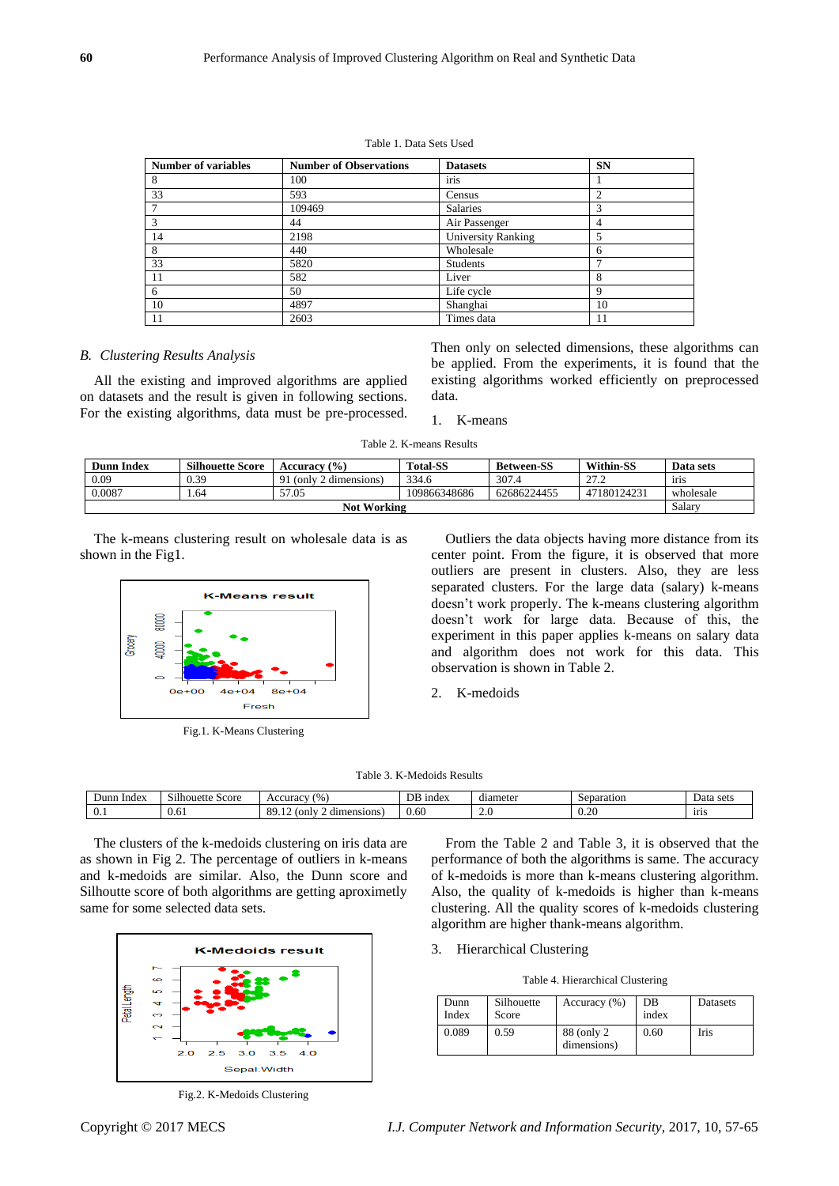Table 1. Data Sets Used

| Number of variables | Number of Observations | Datasets | SN |
|---|---|---|---|
| 8 | 100 | iris | 1 |
| 33 | 593 | Census | 2 |
| 7 | 109469 | Salaries | 3 |
| 3 | 44 | Air Passenger | 4 |
| 14 | 2198 | University Ranking | 5 |
| 8 | 440 | Wholesale | 6 |
| 33 | 5820 | Students | 7 |
| 11 | 582 | Liver | 8 |
| 6 | 50 | Life cycle | 9 |
| 10 | 4897 | Shanghai | 10 |
| 11 | 2603 | Times data | 11 |

### *B. Clustering Results Analysis*

All the existing and improved algorithms are applied on datasets and the result is given in following sections. For the existing algorithms, data must be pre-processed. Then only on selected dimensions, these algorithms can be applied. From the experiments, it is found that the existing algorithms worked efficiently on preprocessed data.

1. K-means

Table 2. K-means Results

| Dunn Index | Silhouette Score | Accuracy (%) | Total-SS | Between-SS | Within-SS | Data sets |
|---|---|---|---|---|---|---|
| 0.09 | 0.39 | 91 (only 2 dimensions) | 334.6 | 307.4 | 27.2 | iris |
| 0.0087 | 1.64 | 57.05 | 109866348686 | 62686224455 | 47180124231 | wholesale |
| Not Working | | | | | | Salary |

The k-means clustering result on wholesale data is as shown in the Fig1.

Fig.1. K-Means Clustering

Outliers the data objects having more distance from its center point. From the figure, it is observed that more outliers are present in clusters. Also, they are less separated clusters. For the large data (salary) k-means doesn't work properly. The k-means clustering algorithm doesn't work for large data. Because of this, the experiment in this paper applies k-means on salary data and algorithm does not work for this data. This observation is shown in Table 2.

2. K-medoids

Table 3. K-Medoids Results

| Dunn Index | Silhouette Score | Accuracy (%) | DB index | diameter | Separation | Data sets |
|---|---|---|---|---|---|---|
| 0.1 | 0.61 | 89.12 (only 2 dimensions) | 0.60 | 2.0 | 0.20 | iris |

The clusters of the k-medoids clustering on iris data are as shown in Fig 2. The percentage of outliers in k-means and k-medoids are similar. Also, the Dunn score and Silhoutte score of both algorithms are getting aproximetly same for some selected data sets.

Fig.2. K-Medoids Clustering

From the Table 2 and Table 3, it is observed that the performance of both the algorithms is same. The accuracy of k-medoids is more than k-means clustering algorithm. Also, the quality of k-medoids is higher than k-means clustering. All the quality scores of k-medoids clustering algorithm are higher thank-means algorithm.

3. Hierarchical Clustering

Table 4. Hierarchical Clustering

| Dunn Index | Silhouette Score | Accuracy (%) | DB index | Datasets |
|---|---|---|---|---|
| 0.089 | 0.59 | 88 (only 2 dimensions) | 0.60 | Iris |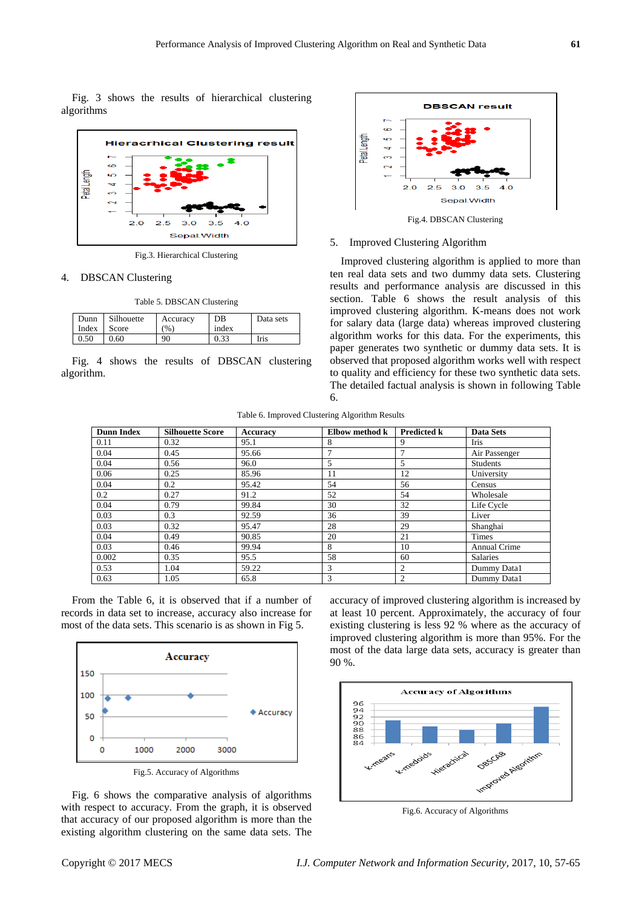Fig. 3 shows the results of hierarchical clustering algorithms

Fig.3. Hierarchical Clustering

4. DBSCAN Clustering

Table 5. DBSCAN Clustering

| Dunn Index | Silhouette Score | Accuracy (%) | DB index | Data sets |
|---|---|---|---|---|
| 0.50 | 0.60 | 90 | 0.33 | Iris |

Fig. 4 shows the results of DBSCAN clustering algorithm.

Fig.4. DBSCAN Clustering

5. Improved Clustering Algorithm

Improved clustering algorithm is applied to more than ten real data sets and two dummy data sets. Clustering results and performance analysis are discussed in this section. Table 6 shows the result analysis of this improved clustering algorithm. K-means does not work for salary data (large data) whereas improved clustering algorithm works for this data. For the experiments, this paper generates two synthetic or dummy data sets. It is observed that proposed algorithm works well with respect to quality and efficiency for these two synthetic data sets. The detailed factual analysis is shown in following Table 6.

Table 6. Improved Clustering Algorithm Results

| Dunn Index | Silhouette Score | Accuracy | Elbow method k | Predicted k | Data Sets |
|---|---|---|---|---|---|
| 0.11 | 0.32 | 95.1 | 8 | 9 | Iris |
| 0.04 | 0.45 | 95.66 | 7 | 7 | Air Passenger |
| 0.04 | 0.56 | 96.0 | 5 | 5 | Students |
| 0.06 | 0.25 | 85.96 | 11 | 12 | University |
| 0.04 | 0.2 | 95.42 | 54 | 56 | Census |
| 0.2 | 0.27 | 91.2 | 52 | 54 | Wholesale |
| 0.04 | 0.79 | 99.84 | 30 | 32 | Life Cycle |
| 0.03 | 0.3 | 92.59 | 36 | 39 | Liver |
| 0.03 | 0.32 | 95.47 | 28 | 29 | Shanghai |
| 0.04 | 0.49 | 90.85 | 20 | 21 | Times |
| 0.03 | 0.46 | 99.94 | 8 | 10 | Annual Crime |
| 0.002 | 0.35 | 95.5 | 58 | 60 | Salaries |
| 0.53 | 1.04 | 59.22 | 3 | 2 | Dummy Data1 |
| 0.63 | 1.05 | 65.8 | 3 | 2 | Dummy Data1 |

From the Table 6, it is observed that if a number of records in data set to increase, accuracy also increase for most of the data sets. This scenario is as shown in Fig 5.

Fig.5. Accuracy of Algorithms

Fig. 6 shows the comparative analysis of algorithms with respect to accuracy. From the graph, it is observed that accuracy of our proposed algorithm is more than the existing algorithm clustering on the same data sets. The accuracy of improved clustering algorithm is increased by at least 10 percent. Approximately, the accuracy of four existing clustering is less 92 % where as the accuracy of improved clustering algorithm is more than 95%. For the most of the data large data sets, accuracy is greater than 90 %.

Fig.6. Accuracy of Algorithms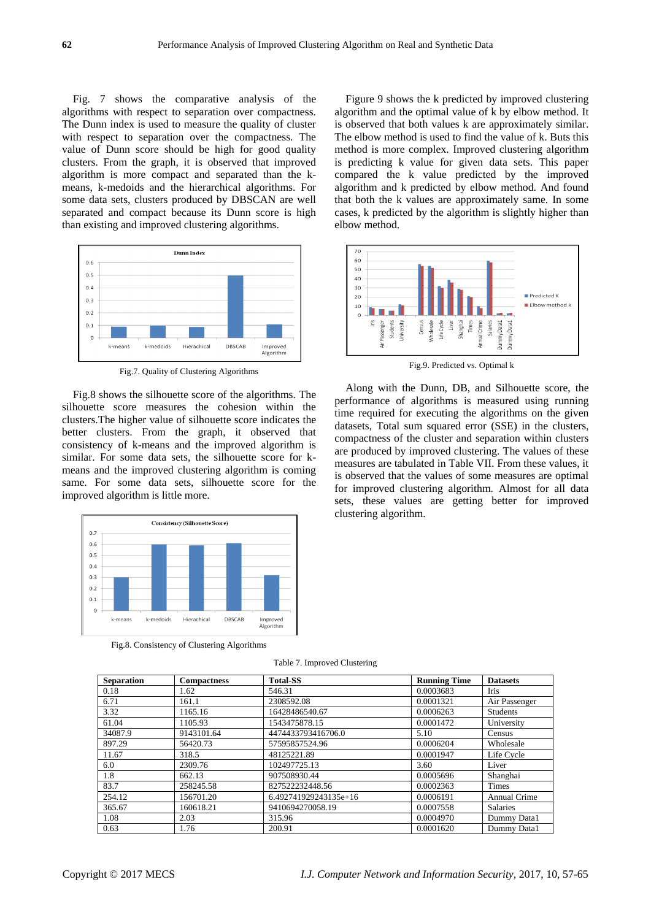Fig. 7 shows the comparative analysis of the algorithms with respect to separation over compactness. The Dunn index is used to measure the quality of cluster with respect to separation over the compactness. The value of Dunn score should be high for good quality clusters. From the graph, it is observed that improved algorithm is more compact and separated than the k-means, k-medoids and the hierarchical algorithms. For some data sets, clusters produced by DBSCAN are well separated and compact because its Dunn score is high than existing and improved clustering algorithms.

Fig.7. Quality of Clustering Algorithms

Fig.8 shows the silhouette score of the algorithms. The silhouette score measures the cohesion within the clusters.The higher value of silhouette score indicates the better clusters. From the graph, it observed that consistency of k-means and the improved algorithm is similar. For some data sets, the silhouette score for k-means and the improved clustering algorithm is coming same. For some data sets, silhouette score for the improved algorithm is little more.

Fig.8. Consistency of Clustering Algorithms

Figure 9 shows the k predicted by improved clustering algorithm and the optimal value of k by elbow method. It is observed that both values k are approximately similar. The elbow method is used to find the value of k. Buts this method is more complex. Improved clustering algorithm is predicting k value for given data sets. This paper compared the k value predicted by the improved algorithm and k predicted by elbow method. And found that both the k values are approximately same. In some cases, k predicted by the algorithm is slightly higher than elbow method.

Fig.9. Predicted vs. Optimal k

Along with the Dunn, DB, and Silhouette score, the performance of algorithms is measured using running time required for executing the algorithms on the given datasets, Total sum squared error (SSE) in the clusters, compactness of the cluster and separation within clusters are produced by improved clustering. The values of these measures are tabulated in Table VII. From these values, it is observed that the values of some measures are optimal for improved clustering algorithm. Almost for all data sets, these values are getting better for improved clustering algorithm.

Table 7. Improved Clustering

| Separation | Compactness | Total-SS | Running Time | Datasets |
|---|---|---|---|---|
| 0.18 | 1.62 | 546.31 | 0.0003683 | Iris |
| 6.71 | 161.1 | 2308592.08 | 0.0001321 | Air Passenger |
| 3.32 | 1165.16 | 16428486540.67 | 0.0006263 | Students |
| 61.04 | 1105.93 | 1543475878.15 | 0.0001472 | University |
| 34087.9 | 9143101.64 | 4474433793416706.0 | 5.10 | Census |
| 897.29 | 56420.73 | 57595857524.96 | 0.0006204 | Wholesale |
| 11.67 | 318.5 | 48125221.89 | 0.0001947 | Life Cycle |
| 6.0 | 2309.76 | 102497725.13 | 3.60 | Liver |
| 1.8 | 662.13 | 907508930.44 | 0.0005696 | Shanghai |
| 83.7 | 258245.58 | 827522232448.56 | 0.0002363 | Times |
| 254.12 | 156701.20 | 6.492741929243135e+16 | 0.0006191 | Annual Crime |
| 365.67 | 160618.21 | 9410694270058.19 | 0.0007558 | Salaries |
| 1.08 | 2.03 | 315.96 | 0.0004970 | Dummy Data1 |
| 0.63 | 1.76 | 200.91 | 0.0001620 | Dummy Data1 |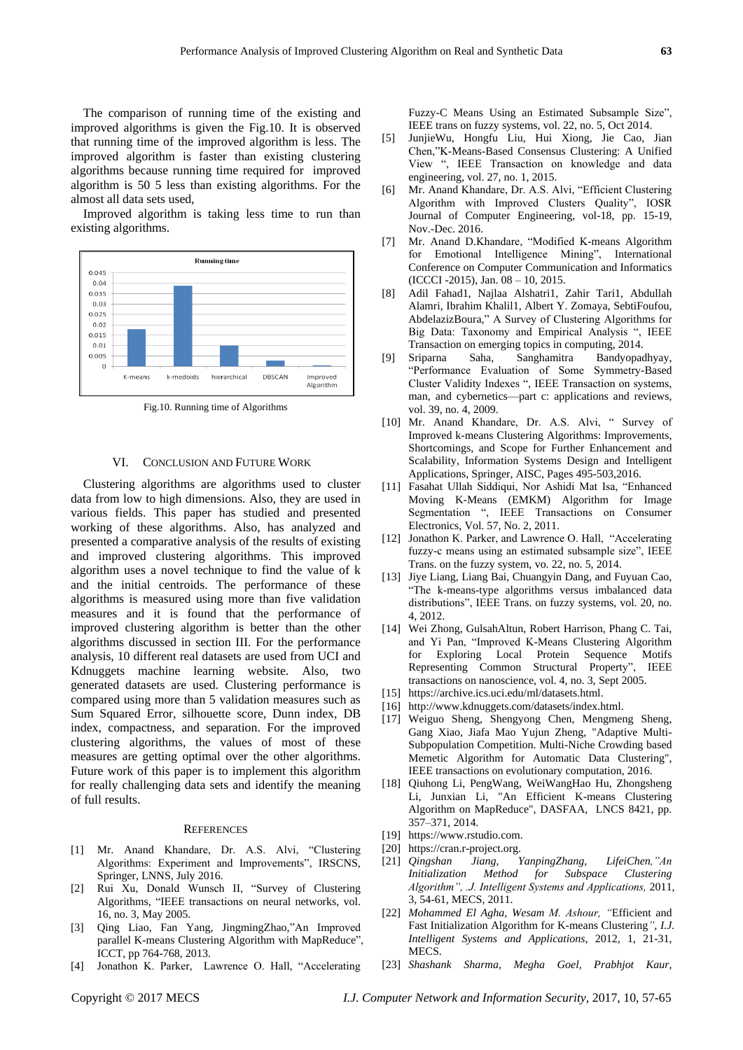The comparison of running time of the existing and improved algorithms is given the Fig.10. It is observed that running time of the improved algorithm is less. The improved algorithm is faster than existing clustering algorithms because running time required for improved algorithm is 50 5 less than existing algorithms. For the almost all data sets used,

Improved algorithm is taking less time to run than existing algorithms.

Fig.10. Running time of Algorithms

## VI. Conclusion and Future Work

Clustering algorithms are algorithms used to cluster data from low to high dimensions. Also, they are used in various fields. This paper has studied and presented working of these algorithms. Also, has analyzed and presented a comparative analysis of the results of existing and improved clustering algorithms. This improved algorithm uses a novel technique to find the value of k and the initial centroids. The performance of these algorithms is measured using more than five validation measures and it is found that the performance of improved clustering algorithm is better than the other algorithms discussed in section III. For the performance analysis, 10 different real datasets are used from UCI and Kdnuggets machine learning website. Also, two generated datasets are used. Clustering performance is compared using more than 5 validation measures such as Sum Squared Error, silhouette score, Dunn index, DB index, compactness, and separation. For the improved clustering algorithms, the values of most of these measures are getting optimal over the other algorithms. Future work of this paper is to implement this algorithm for really challenging data sets and identify the meaning of full results.

## References

[1] Mr. Anand Khandare, Dr. A.S. Alvi, "Clustering Algorithms: Experiment and Improvements", IRSCNS, Springer, LNNS, July 2016.

[2] Rui Xu, Donald Wunsch II, "Survey of Clustering Algorithms, "IEEE transactions on neural networks, vol. 16, no. 3, May 2005.

[3] Qing Liao, Fan Yang, JingmingZhao,"An Improved parallel K-means Clustering Algorithm with MapReduce", ICCT, pp 764-768, 2013.

[4] Jonathon K. Parker, Lawrence O. Hall, "Accelerating Fuzzy-C Means Using an Estimated Subsample Size", IEEE trans on fuzzy systems, vol. 22, no. 5, Oct 2014.

[5] JunjieWu, Hongfu Liu, Hui Xiong, Jie Cao, Jian Chen,"K-Means-Based Consensus Clustering: A Unified View ", IEEE Transaction on knowledge and data engineering, vol. 27, no. 1, 2015.

[6] Mr. Anand Khandare, Dr. A.S. Alvi, "Efficient Clustering Algorithm with Improved Clusters Quality", IOSR Journal of Computer Engineering, vol-18, pp. 15-19, Nov.-Dec. 2016.

[7] Mr. Anand D.Khandare, "Modified K-means Algorithm for Emotional Intelligence Mining", International Conference on Computer Communication and Informatics (ICCCI -2015), Jan. 08 – 10, 2015.

[8] Adil Fahad1, Najlaa Alshatri1, Zahir Tari1, Abdullah Alamri, Ibrahim Khalil1, Albert Y. Zomaya, SebtiFoufou, AbdelazizBoura," A Survey of Clustering Algorithms for Big Data: Taxonomy and Empirical Analysis ", IEEE Transaction on emerging topics in computing, 2014.

[9] Sriparna Saha, Sanghamitra Bandyopadhyay, "Performance Evaluation of Some Symmetry-Based Cluster Validity Indexes ", IEEE Transaction on systems, man, and cybernetics—part c: applications and reviews, vol. 39, no. 4, 2009.

[10] Mr. Anand Khandare, Dr. A.S. Alvi, " Survey of Improved k-means Clustering Algorithms: Improvements, Shortcomings, and Scope for Further Enhancement and Scalability, Information Systems Design and Intelligent Applications, Springer, AISC, Pages 495-503,2016.

[11] Fasahat Ullah Siddiqui, Nor Ashidi Mat Isa, "Enhanced Moving K-Means (EMKM) Algorithm for Image Segmentation ", IEEE Transactions on Consumer Electronics, Vol. 57, No. 2, 2011.

[12] Jonathon K. Parker, and Lawrence O. Hall, "Accelerating fuzzy-c means using an estimated subsample size", IEEE Trans. on the fuzzy system, vo. 22, no. 5, 2014.

[13] Jiye Liang, Liang Bai, Chuangyin Dang, and Fuyuan Cao, "The k-means-type algorithms versus imbalanced data distributions", IEEE Trans. on fuzzy systems, vol. 20, no. 4, 2012.

[14] Wei Zhong, GulsahAltun, Robert Harrison, Phang C. Tai, and Yi Pan, "Improved K-Means Clustering Algorithm for Exploring Local Protein Sequence Motifs Representing Common Structural Property", IEEE transactions on nanoscience, vol. 4, no. 3, Sept 2005.

[15] https://archive.ics.uci.edu/ml/datasets.html.

[16] http://www.kdnuggets.com/datasets/index.html.

[17] Weiguo Sheng, Shengyong Chen, Mengmeng Sheng, Gang Xiao, Jiafa Mao Yujun Zheng, "Adaptive Multi-Subpopulation Competition. Multi-Niche Crowding based Memetic Algorithm for Automatic Data Clustering", IEEE transactions on evolutionary computation, 2016.

[18] Qiuhong Li, PengWang, WeiWangHao Hu, Zhongsheng Li, Junxian Li, "An Efficient K-means Clustering Algorithm on MapReduce", DASFAA, LNCS 8421, pp. 357–371, 2014.

[19] https://www.rstudio.com.

[20] https://cran.r-project.org.

[21] *Qingshan Jiang, YanpingZhang, LifeiChen,"An Initialization Method for Subspace Clustering Algorithm", .J. Intelligent Systems and Applications,* 2011, 3, 54-61, MECS, 2011.

[22] *Mohammed El Agha, Wesam M. Ashour, "*Efficient and Fast Initialization Algorithm for K-means Clustering*", I.J. Intelligent Systems and Applications,* 2012, 1, 21-31, MECS.

[23] *Shashank Sharma, Megha Goel, Prabhjot Kaur,*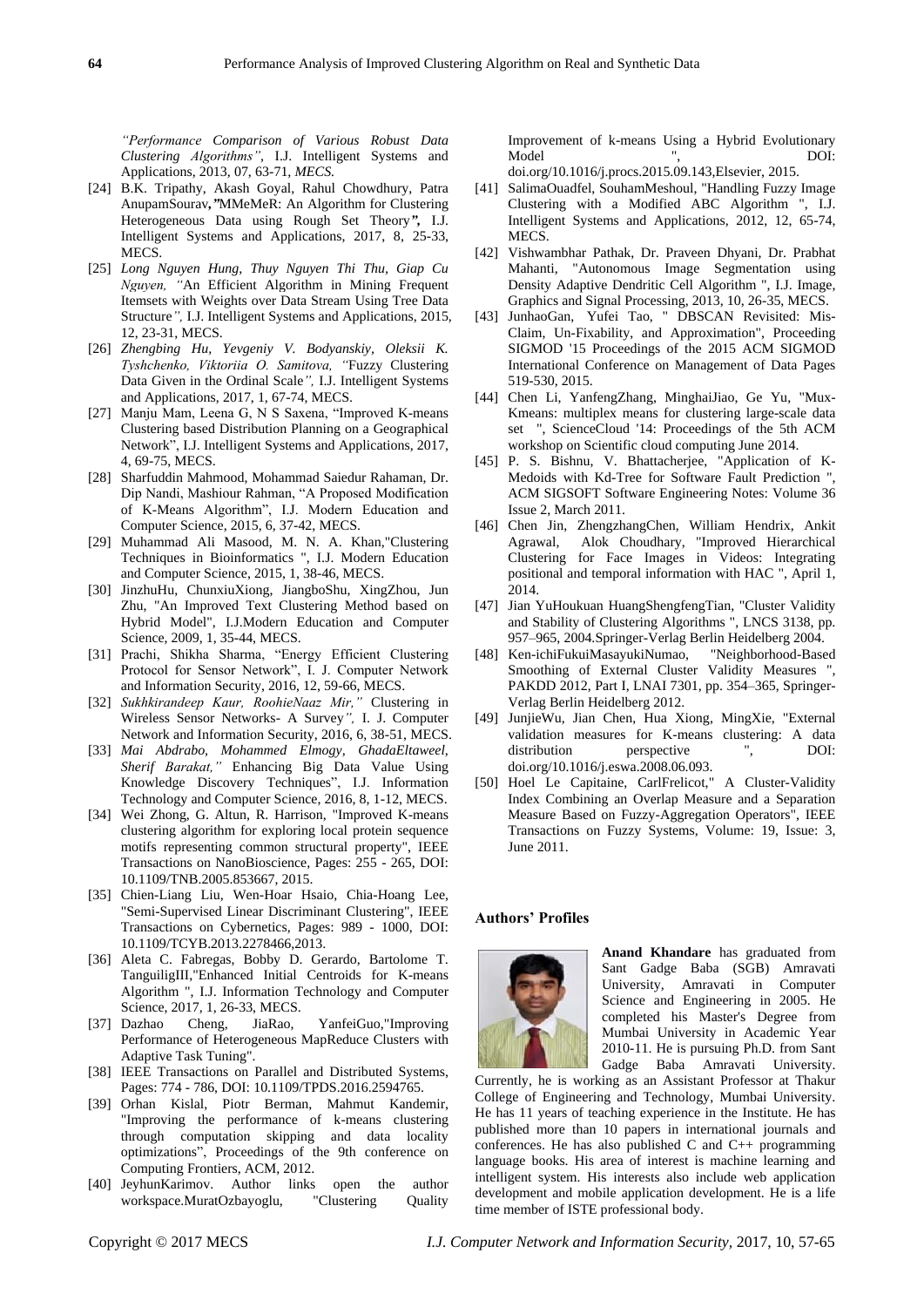*"Performance Comparison of Various Robust Data Clustering Algorithms"*, I.J. Intelligent Systems and Applications, 2013, 07, 63-71, *MECS.*

[24] B.K. Tripathy, Akash Goyal, Rahul Chowdhury, Patra AnupamSourav,**"**MMeMeR: An Algorithm for Clustering Heterogeneous Data using Rough Set Theory**",** I.J. Intelligent Systems and Applications, 2017, 8, 25-33, MECS.

[25] *Long Nguyen Hung, Thuy Nguyen Thi Thu, Giap Cu Nguyen, "*An Efficient Algorithm in Mining Frequent Itemsets with Weights over Data Stream Using Tree Data Structure*",* I.J. Intelligent Systems and Applications, 2015, 12, 23-31, MECS.

[26] *Zhengbing Hu, Yevgeniy V. Bodyanskiy, Oleksii K. Tyshchenko, Viktoriia O. Samitova, "*Fuzzy Clustering Data Given in the Ordinal Scale*",* I.J. Intelligent Systems and Applications, 2017, 1, 67-74, MECS.

[27] Manju Mam, Leena G, N S Saxena, "Improved K-means Clustering based Distribution Planning on a Geographical Network", I.J. Intelligent Systems and Applications, 2017, 4, 69-75, MECS.

[28] Sharfuddin Mahmood, Mohammad Saiedur Rahaman, Dr. Dip Nandi, Mashiour Rahman, "A Proposed Modification of K-Means Algorithm", I.J. Modern Education and Computer Science, 2015, 6, 37-42, MECS.

[29] Muhammad Ali Masood, M. N. A. Khan,"Clustering Techniques in Bioinformatics ", I.J. Modern Education and Computer Science, 2015, 1, 38-46, MECS.

[30] JinzhuHu, ChunxiuXiong, JiangboShu, XingZhou, Jun Zhu, "An Improved Text Clustering Method based on Hybrid Model", I.J.Modern Education and Computer Science, 2009, 1, 35-44, MECS.

[31] Prachi, Shikha Sharma, "Energy Efficient Clustering Protocol for Sensor Network", I. J. Computer Network and Information Security, 2016, 12, 59-66, MECS.

[32] *Sukhkirandeep Kaur, RoohieNaaz Mir,"* Clustering in Wireless Sensor Networks- A Survey*",* I. J. Computer Network and Information Security, 2016, 6, 38-51, MECS.

[33] *Mai Abdrabo, Mohammed Elmogy, GhadaEltaweel, Sherif Barakat,"* Enhancing Big Data Value Using Knowledge Discovery Techniques", I.J. Information Technology and Computer Science, 2016, 8, 1-12, MECS.

[34] Wei Zhong, G. Altun, R. Harrison, "Improved K-means clustering algorithm for exploring local protein sequence motifs representing common structural property", IEEE Transactions on NanoBioscience, Pages: 255 - 265, DOI: 10.1109/TNB.2005.853667, 2015.

[35] Chien-Liang Liu, Wen-Hoar Hsaio, Chia-Hoang Lee, "Semi-Supervised Linear Discriminant Clustering", IEEE Transactions on Cybernetics, Pages: 989 - 1000, DOI: 10.1109/TCYB.2013.2278466,2013.

[36] Aleta C. Fabregas, Bobby D. Gerardo, Bartolome T. TanguiligIII,"Enhanced Initial Centroids for K-means Algorithm ", I.J. Information Technology and Computer Science, 2017, 1, 26-33, MECS.

[37] Dazhao Cheng, JiaRao, YanfeiGuo,"Improving Performance of Heterogeneous MapReduce Clusters with Adaptive Task Tuning".

[38] IEEE Transactions on Parallel and Distributed Systems, Pages: 774 - 786, DOI: 10.1109/TPDS.2016.2594765.

[39] Orhan Kislal, Piotr Berman, Mahmut Kandemir, "Improving the performance of k-means clustering through computation skipping and data locality optimizations", Proceedings of the 9th conference on Computing Frontiers, ACM, 2012.

[40] JeyhunKarimov. Author links open the author workspace.MuratOzbayoglu, "Clustering Quality Improvement of k-means Using a Hybrid Evolutionary Model ", DOI: doi.org/10.1016/j.procs.2015.09.143,Elsevier, 2015.

[41] SalimaOuadfel, SouhamMeshoul, "Handling Fuzzy Image Clustering with a Modified ABC Algorithm ", I.J. Intelligent Systems and Applications, 2012, 12, 65-74, MECS.

[42] Vishwambhar Pathak, Dr. Praveen Dhyani, Dr. Prabhat Mahanti, "Autonomous Image Segmentation using Density Adaptive Dendritic Cell Algorithm ", I.J. Image, Graphics and Signal Processing, 2013, 10, 26-35, MECS.

[43] JunhaoGan, Yufei Tao, " DBSCAN Revisited: Mis-Claim, Un-Fixability, and Approximation", Proceeding SIGMOD '15 Proceedings of the 2015 ACM SIGMOD International Conference on Management of Data Pages 519-530, 2015.

[44] Chen Li, YanfengZhang, MinghaiJiao, Ge Yu, "Mux-Kmeans: multiplex means for clustering large-scale data set ", ScienceCloud '14: Proceedings of the 5th ACM workshop on Scientific cloud computing June 2014.

[45] P. S. Bishnu, V. Bhattacherjee, "Application of K-Medoids with Kd-Tree for Software Fault Prediction ", ACM SIGSOFT Software Engineering Notes: Volume 36 Issue 2, March 2011.

[46] Chen Jin, ZhengzhangChen, William Hendrix, Ankit Agrawal, Alok Choudhary, "Improved Hierarchical Clustering for Face Images in Videos: Integrating positional and temporal information with HAC ", April 1, 2014.

[47] Jian YuHoukuan HuangShengfengTian, "Cluster Validity and Stability of Clustering Algorithms ", LNCS 3138, pp. 957–965, 2004.Springer-Verlag Berlin Heidelberg 2004.

[48] Ken-ichiFukuiMasayukiNumao, "Neighborhood-Based Smoothing of External Cluster Validity Measures ", PAKDD 2012, Part I, LNAI 7301, pp. 354–365, Springer-Verlag Berlin Heidelberg 2012.

[49] JunjieWu, Jian Chen, Hua Xiong, MingXie, "External validation measures for K-means clustering: A data distribution perspective ", DOI: doi.org/10.1016/j.eswa.2008.06.093.

[50] Hoel Le Capitaine, CarlFrelicot," A Cluster-Validity Index Combining an Overlap Measure and a Separation Measure Based on Fuzzy-Aggregation Operators", IEEE Transactions on Fuzzy Systems, Volume: 19, Issue: 3, June 2011.

## Authors' Profiles

**Anand Khandare** has graduated from Sant Gadge Baba (SGB) Amravati University, Amravati in Computer Science and Engineering in 2005. He completed his Master's Degree from Mumbai University in Academic Year 2010-11. He is pursuing Ph.D. from Sant Gadge Baba Amravati University. Currently, he is working as an Assistant Professor at Thakur College of Engineering and Technology, Mumbai University. He has 11 years of teaching experience in the Institute. He has published more than 10 papers in international journals and conferences. He has also published C and C++ programming language books. His area of interest is machine learning and intelligent system. His interests also include web application development and mobile application development. He is a life time member of ISTE professional body.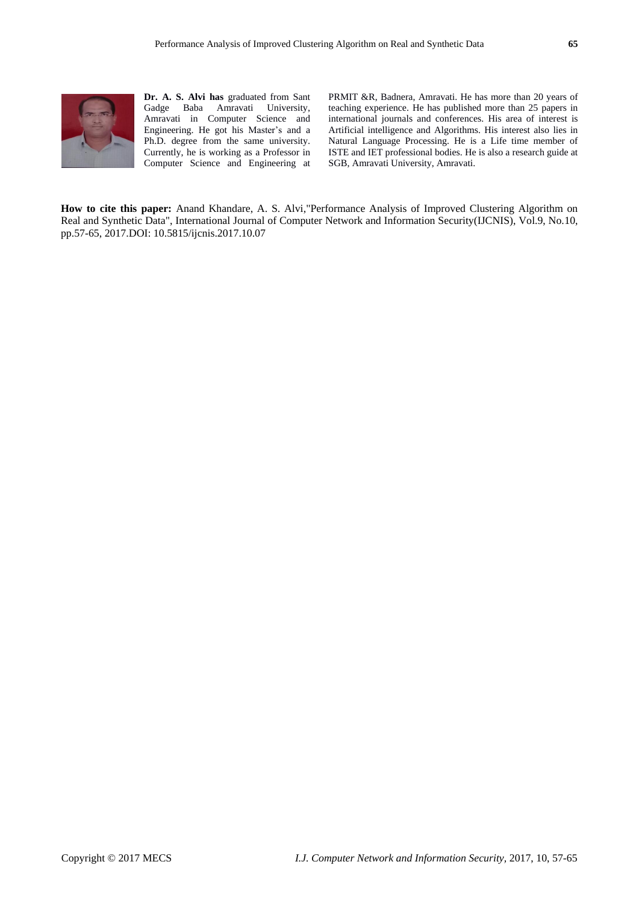**Dr. A. S. Alvi has** graduated from Sant Gadge Baba Amravati University, Amravati in Computer Science and Engineering. He got his Master's and a Ph.D. degree from the same university. Currently, he is working as a Professor in Computer Science and Engineering at PRMIT &R, Badnera, Amravati. He has more than 20 years of teaching experience. He has published more than 25 papers in international journals and conferences. His area of interest is Artificial intelligence and Algorithms. His interest also lies in Natural Language Processing. He is a Life time member of ISTE and IET professional bodies. He is also a research guide at SGB, Amravati University, Amravati.

**How to cite this paper:** Anand Khandare, A. S. Alvi,"Performance Analysis of Improved Clustering Algorithm on Real and Synthetic Data", International Journal of Computer Network and Information Security(IJCNIS), Vol.9, No.10, pp.57-65, 2017.DOI: 10.5815/ijcnis.2017.10.07